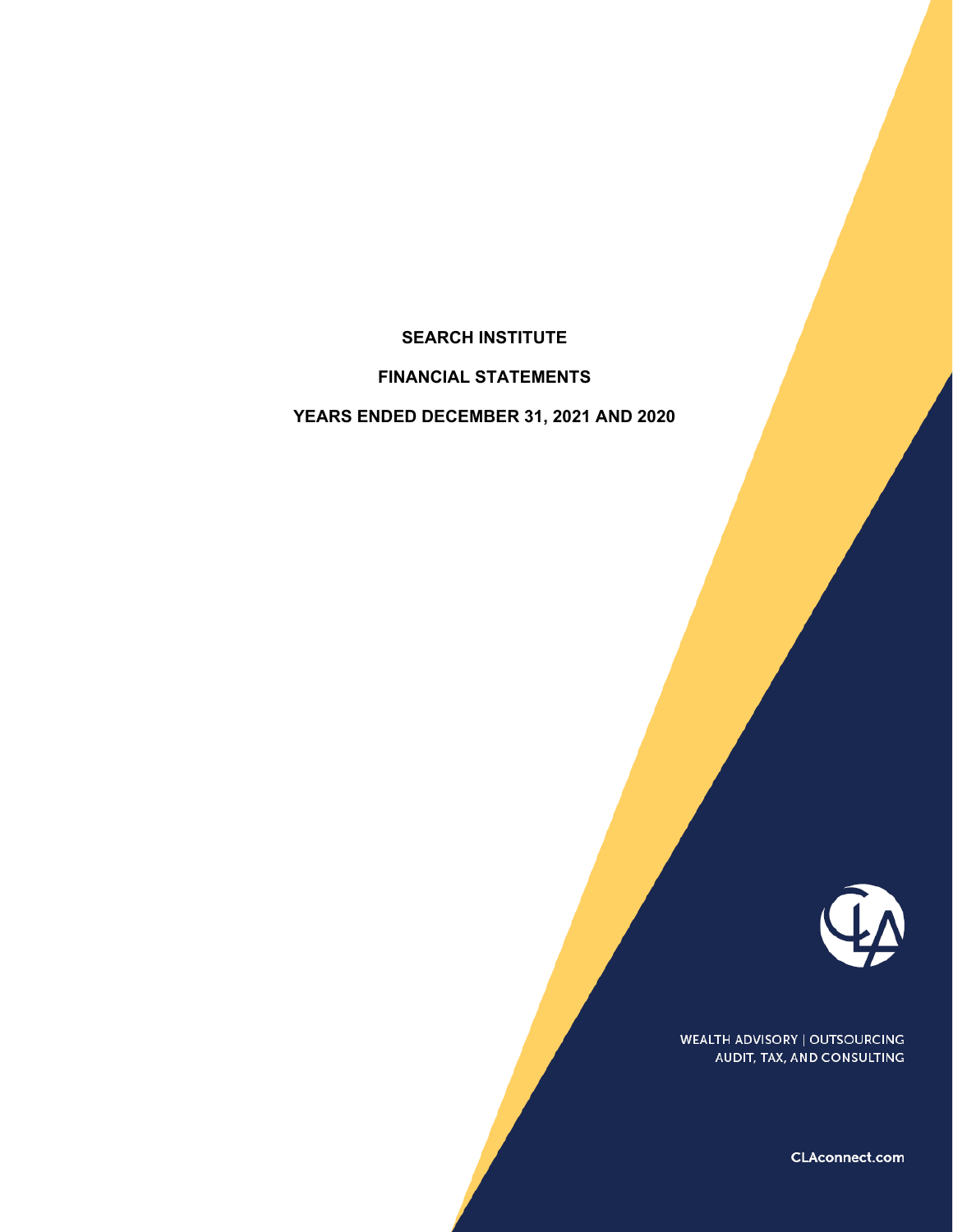# SEARCH INSTITUTE

## FINANCIAL STATEMENTS

## YEARS ENDED DECEMBER 31, 2021 AND 2020

WEALTH ADVISORY | OUTSOURCING
AUDIT, TAX, AND CONSULTING

CLAconnect.com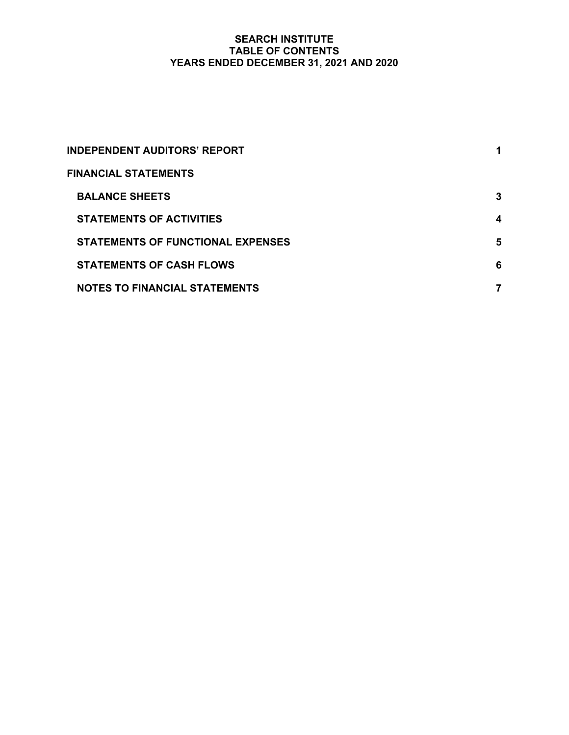# SEARCH INSTITUTE
## TABLE OF CONTENTS
## YEARS ENDED DECEMBER 31, 2021 AND 2020

| | |
|---|---|
| **INDEPENDENT AUDITORS' REPORT** | **1** |
| **FINANCIAL STATEMENTS** | |
| **BALANCE SHEETS** | **3** |
| **STATEMENTS OF ACTIVITIES** | **4** |
| **STATEMENTS OF FUNCTIONAL EXPENSES** | **5** |
| **STATEMENTS OF CASH FLOWS** | **6** |
| **NOTES TO FINANCIAL STATEMENTS** | **7** |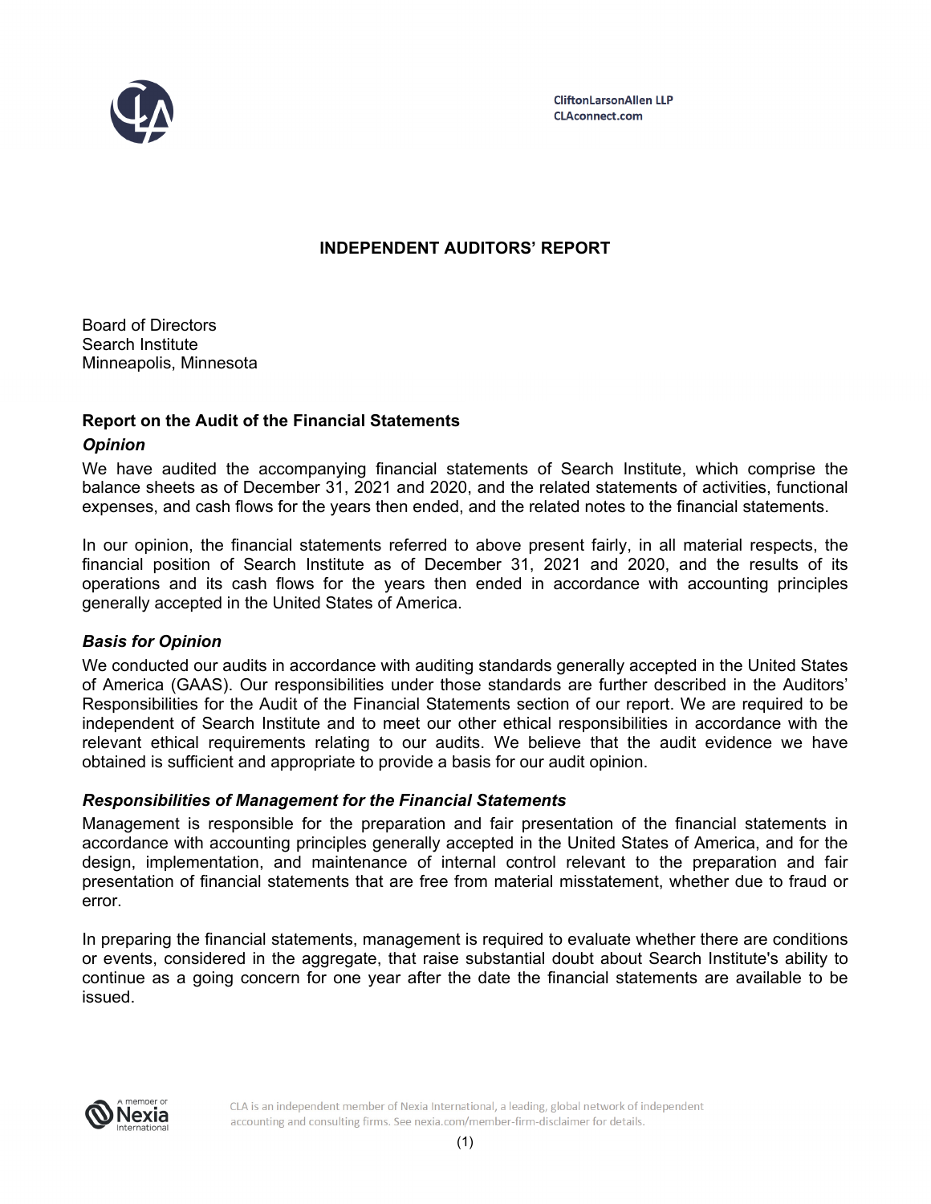CliftonLarsonAllen LLP
CLAconnect.com

# INDEPENDENT AUDITORS' REPORT

Board of Directors
Search Institute
Minneapolis, Minnesota

## Report on the Audit of the Financial Statements

### *Opinion*

We have audited the accompanying financial statements of Search Institute, which comprise the balance sheets as of December 31, 2021 and 2020, and the related statements of activities, functional expenses, and cash flows for the years then ended, and the related notes to the financial statements.

In our opinion, the financial statements referred to above present fairly, in all material respects, the financial position of Search Institute as of December 31, 2021 and 2020, and the results of its operations and its cash flows for the years then ended in accordance with accounting principles generally accepted in the United States of America.

### *Basis for Opinion*

We conducted our audits in accordance with auditing standards generally accepted in the United States of America (GAAS). Our responsibilities under those standards are further described in the Auditors' Responsibilities for the Audit of the Financial Statements section of our report. We are required to be independent of Search Institute and to meet our other ethical responsibilities in accordance with the relevant ethical requirements relating to our audits. We believe that the audit evidence we have obtained is sufficient and appropriate to provide a basis for our audit opinion.

### *Responsibilities of Management for the Financial Statements*

Management is responsible for the preparation and fair presentation of the financial statements in accordance with accounting principles generally accepted in the United States of America, and for the design, implementation, and maintenance of internal control relevant to the preparation and fair presentation of financial statements that are free from material misstatement, whether due to fraud or error.

In preparing the financial statements, management is required to evaluate whether there are conditions or events, considered in the aggregate, that raise substantial doubt about Search Institute's ability to continue as a going concern for one year after the date the financial statements are available to be issued.

CLA is an independent member of Nexia International, a leading, global network of independent accounting and consulting firms. See nexia.com/member-firm-disclaimer for details.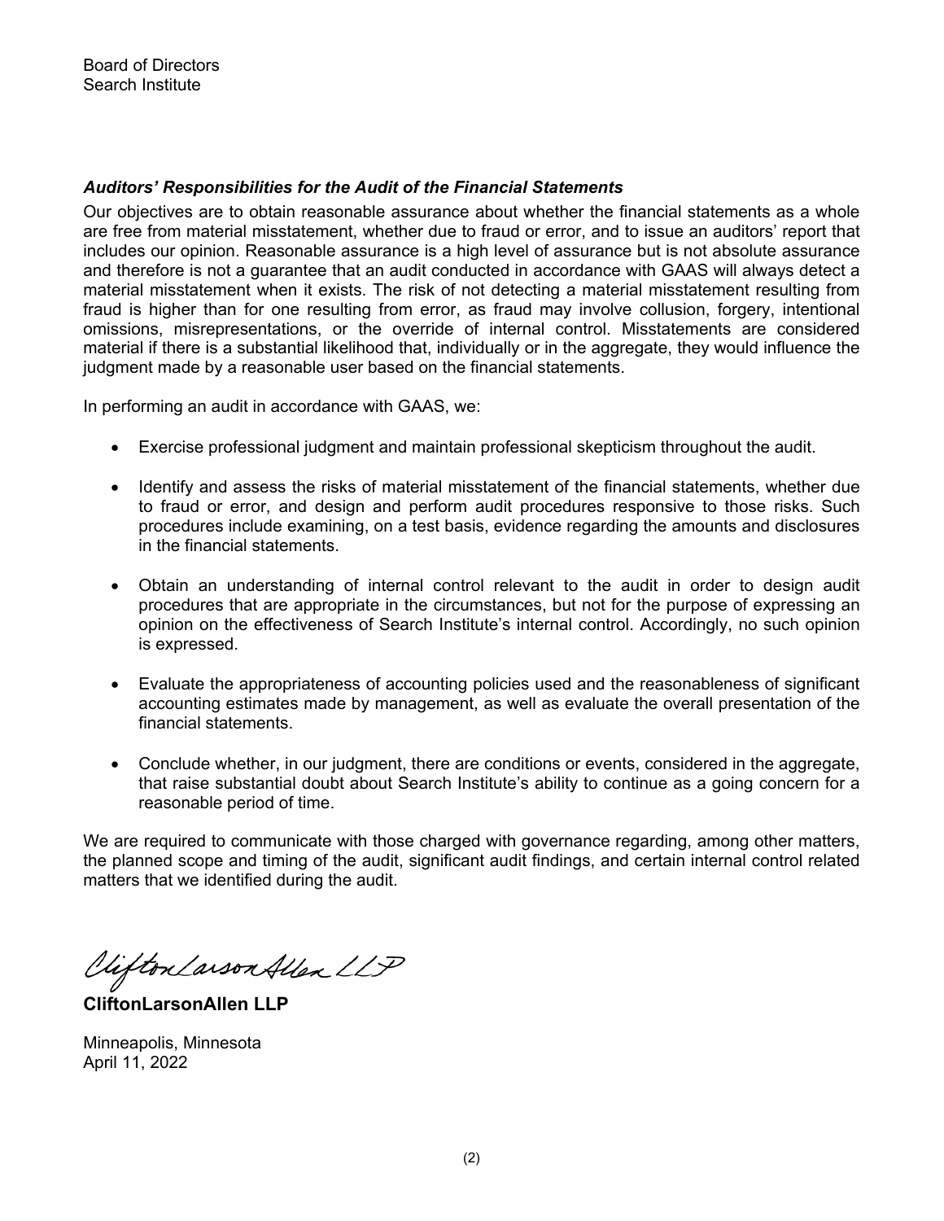Board of Directors
Search Institute

***Auditors' Responsibilities for the Audit of the Financial Statements***

Our objectives are to obtain reasonable assurance about whether the financial statements as a whole are free from material misstatement, whether due to fraud or error, and to issue an auditors' report that includes our opinion. Reasonable assurance is a high level of assurance but is not absolute assurance and therefore is not a guarantee that an audit conducted in accordance with GAAS will always detect a material misstatement when it exists. The risk of not detecting a material misstatement resulting from fraud is higher than for one resulting from error, as fraud may involve collusion, forgery, intentional omissions, misrepresentations, or the override of internal control. Misstatements are considered material if there is a substantial likelihood that, individually or in the aggregate, they would influence the judgment made by a reasonable user based on the financial statements.

In performing an audit in accordance with GAAS, we:

- Exercise professional judgment and maintain professional skepticism throughout the audit.
- Identify and assess the risks of material misstatement of the financial statements, whether due to fraud or error, and design and perform audit procedures responsive to those risks. Such procedures include examining, on a test basis, evidence regarding the amounts and disclosures in the financial statements.
- Obtain an understanding of internal control relevant to the audit in order to design audit procedures that are appropriate in the circumstances, but not for the purpose of expressing an opinion on the effectiveness of Search Institute's internal control. Accordingly, no such opinion is expressed.
- Evaluate the appropriateness of accounting policies used and the reasonableness of significant accounting estimates made by management, as well as evaluate the overall presentation of the financial statements.
- Conclude whether, in our judgment, there are conditions or events, considered in the aggregate, that raise substantial doubt about Search Institute's ability to continue as a going concern for a reasonable period of time.

We are required to communicate with those charged with governance regarding, among other matters, the planned scope and timing of the audit, significant audit findings, and certain internal control related matters that we identified during the audit.

CliftonLarsonAllen LLP

**CliftonLarsonAllen LLP**

Minneapolis, Minnesota
April 11, 2022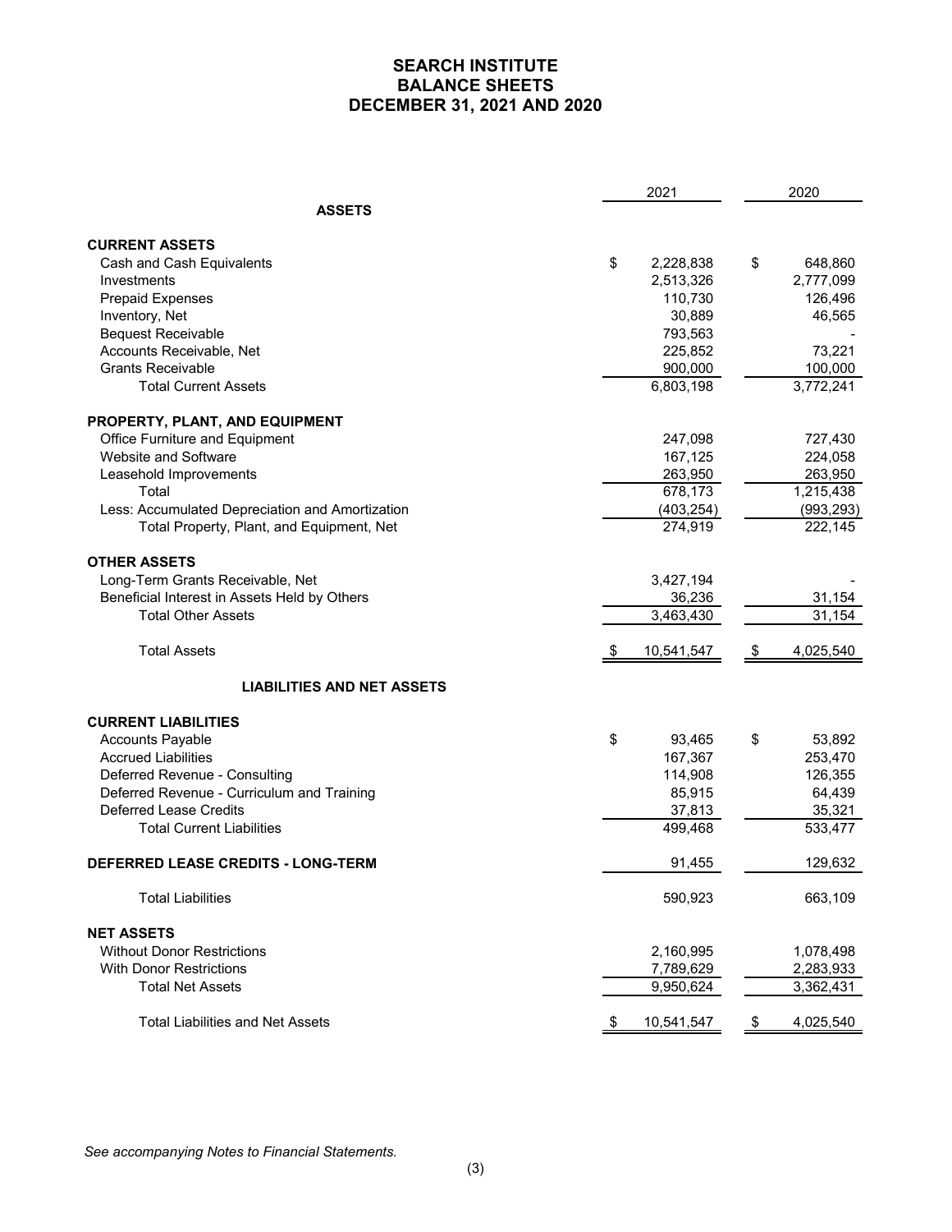# SEARCH INSTITUTE
## BALANCE SHEETS
## DECEMBER 31, 2021 AND 2020

| | 2021 | 2020 |
|---|---|---|
| **ASSETS** | | |
| **CURRENT ASSETS** | | |
| Cash and Cash Equivalents | $ 2,228,838 | $ 648,860 |
| Investments | 2,513,326 | 2,777,099 |
| Prepaid Expenses | 110,730 | 126,496 |
| Inventory, Net | 30,889 | 46,565 |
| Bequest Receivable | 793,563 | - |
| Accounts Receivable, Net | 225,852 | 73,221 |
| Grants Receivable | 900,000 | 100,000 |
| Total Current Assets | 6,803,198 | 3,772,241 |
| **PROPERTY, PLANT, AND EQUIPMENT** | | |
| Office Furniture and Equipment | 247,098 | 727,430 |
| Website and Software | 167,125 | 224,058 |
| Leasehold Improvements | 263,950 | 263,950 |
| Total | 678,173 | 1,215,438 |
| Less: Accumulated Depreciation and Amortization | (403,254) | (993,293) |
| Total Property, Plant, and Equipment, Net | 274,919 | 222,145 |
| **OTHER ASSETS** | | |
| Long-Term Grants Receivable, Net | 3,427,194 | - |
| Beneficial Interest in Assets Held by Others | 36,236 | 31,154 |
| Total Other Assets | 3,463,430 | 31,154 |
| Total Assets | $ 10,541,547 | $ 4,025,540 |
| **LIABILITIES AND NET ASSETS** | | |
| **CURRENT LIABILITIES** | | |
| Accounts Payable | $ 93,465 | $ 53,892 |
| Accrued Liabilities | 167,367 | 253,470 |
| Deferred Revenue - Consulting | 114,908 | 126,355 |
| Deferred Revenue - Curriculum and Training | 85,915 | 64,439 |
| Deferred Lease Credits | 37,813 | 35,321 |
| Total Current Liabilities | 499,468 | 533,477 |
| **DEFERRED LEASE CREDITS - LONG-TERM** | 91,455 | 129,632 |
| Total Liabilities | 590,923 | 663,109 |
| **NET ASSETS** | | |
| Without Donor Restrictions | 2,160,995 | 1,078,498 |
| With Donor Restrictions | 7,789,629 | 2,283,933 |
| Total Net Assets | 9,950,624 | 3,362,431 |
| Total Liabilities and Net Assets | $ 10,541,547 | $ 4,025,540 |

*See accompanying Notes to Financial Statements.*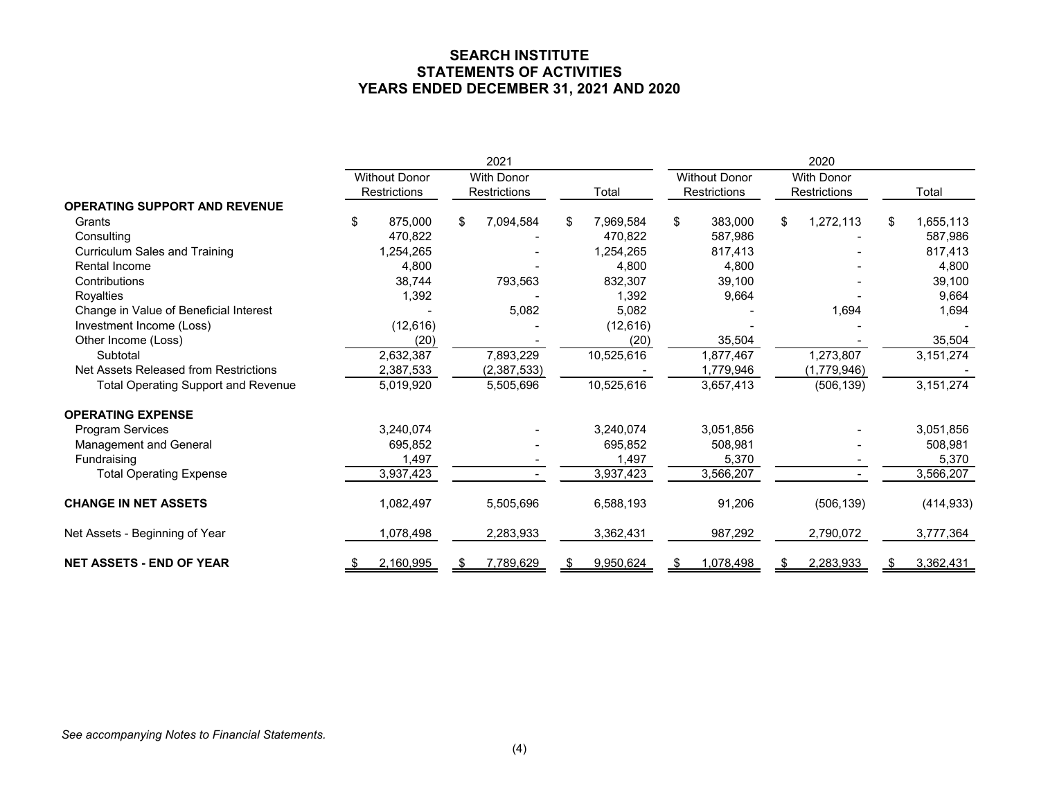# SEARCH INSTITUTE
## STATEMENTS OF ACTIVITIES
## YEARS ENDED DECEMBER 31, 2021 AND 2020

| | 2021 | | | 2020 | | |
|---|---|---|---|---|---|---|
| | Without Donor Restrictions | With Donor Restrictions | Total | Without Donor Restrictions | With Donor Restrictions | Total |
| **OPERATING SUPPORT AND REVENUE** | | | | | | |
| Grants | $ 875,000 | $ 7,094,584 | $ 7,969,584 | $ 383,000 | $ 1,272,113 | $ 1,655,113 |
| Consulting | 470,822 | - | 470,822 | 587,986 | - | 587,986 |
| Curriculum Sales and Training | 1,254,265 | - | 1,254,265 | 817,413 | - | 817,413 |
| Rental Income | 4,800 | - | 4,800 | 4,800 | - | 4,800 |
| Contributions | 38,744 | 793,563 | 832,307 | 39,100 | - | 39,100 |
| Royalties | 1,392 | - | 1,392 | 9,664 | - | 9,664 |
| Change in Value of Beneficial Interest | - | 5,082 | 5,082 | - | 1,694 | 1,694 |
| Investment Income (Loss) | (12,616) | - | (12,616) | - | - | - |
| Other Income (Loss) | (20) | - | (20) | 35,504 | - | 35,504 |
| Subtotal | 2,632,387 | 7,893,229 | 10,525,616 | 1,877,467 | 1,273,807 | 3,151,274 |
| Net Assets Released from Restrictions | 2,387,533 | (2,387,533) | - | 1,779,946 | (1,779,946) | - |
| Total Operating Support and Revenue | 5,019,920 | 5,505,696 | 10,525,616 | 3,657,413 | (506,139) | 3,151,274 |
| **OPERATING EXPENSE** | | | | | | |
| Program Services | 3,240,074 | - | 3,240,074 | 3,051,856 | - | 3,051,856 |
| Management and General | 695,852 | - | 695,852 | 508,981 | - | 508,981 |
| Fundraising | 1,497 | - | 1,497 | 5,370 | - | 5,370 |
| Total Operating Expense | 3,937,423 | - | 3,937,423 | 3,566,207 | - | 3,566,207 |
| **CHANGE IN NET ASSETS** | 1,082,497 | 5,505,696 | 6,588,193 | 91,206 | (506,139) | (414,933) |
| Net Assets - Beginning of Year | 1,078,498 | 2,283,933 | 3,362,431 | 987,292 | 2,790,072 | 3,777,364 |
| **NET ASSETS - END OF YEAR** | $ 2,160,995 | $ 7,789,629 | $ 9,950,624 | $ 1,078,498 | $ 2,283,933 | $ 3,362,431 |

*See accompanying Notes to Financial Statements.*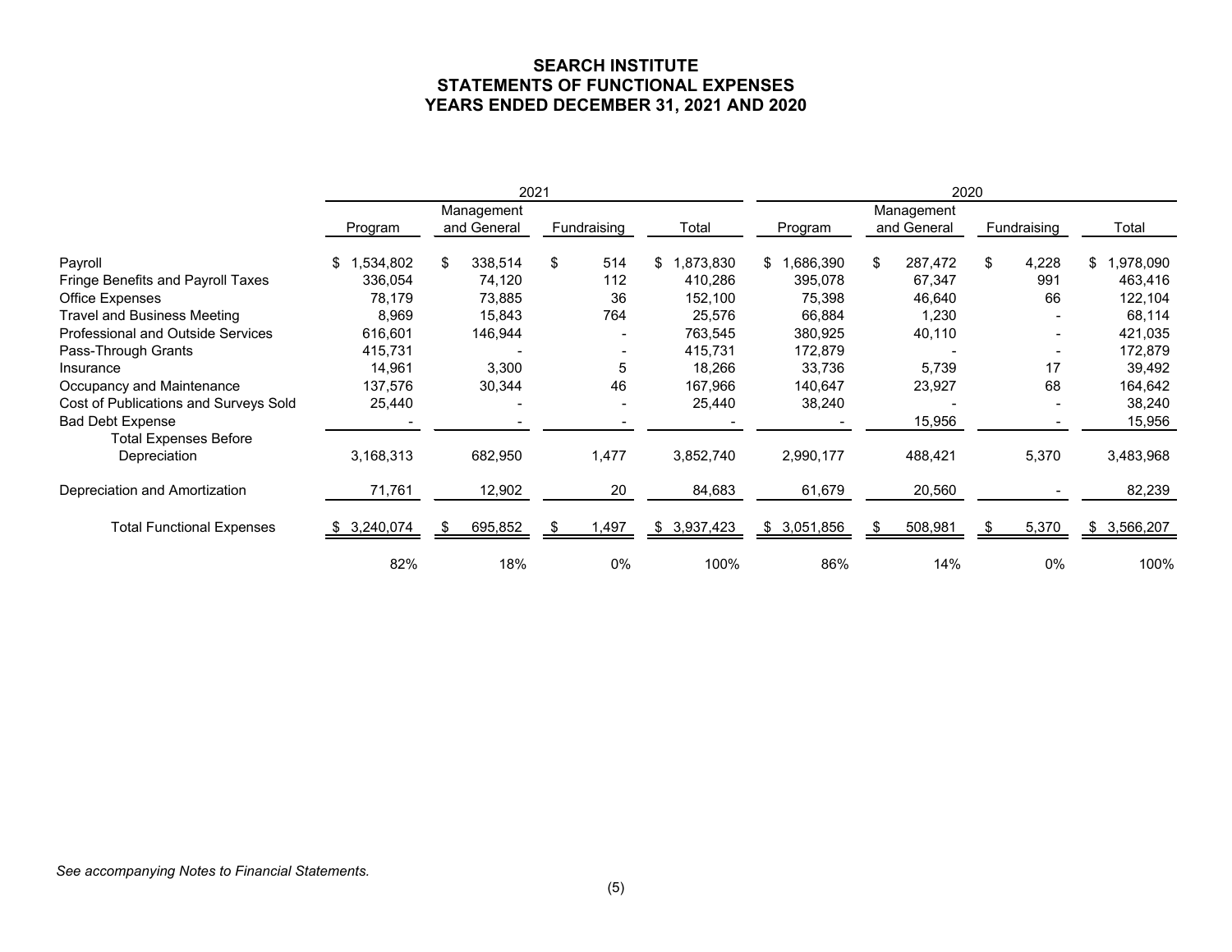# SEARCH INSTITUTE
## STATEMENTS OF FUNCTIONAL EXPENSES
## YEARS ENDED DECEMBER 31, 2021 AND 2020

| | 2021 | | | | 2020 | | | |
|---|---|---|---|---|---|---|---|---|
| | Program | Management and General | Fundraising | Total | Program | Management and General | Fundraising | Total |
| Payroll | $ 1,534,802 | $ 338,514 | $ 514 | $ 1,873,830 | $ 1,686,390 | $ 287,472 | $ 4,228 | $ 1,978,090 |
| Fringe Benefits and Payroll Taxes | 336,054 | 74,120 | 112 | 410,286 | 395,078 | 67,347 | 991 | 463,416 |
| Office Expenses | 78,179 | 73,885 | 36 | 152,100 | 75,398 | 46,640 | 66 | 122,104 |
| Travel and Business Meeting | 8,969 | 15,843 | 764 | 25,576 | 66,884 | 1,230 | - | 68,114 |
| Professional and Outside Services | 616,601 | 146,944 | - | 763,545 | 380,925 | 40,110 | - | 421,035 |
| Pass-Through Grants | 415,731 | - | - | 415,731 | 172,879 | - | - | 172,879 |
| Insurance | 14,961 | 3,300 | 5 | 18,266 | 33,736 | 5,739 | 17 | 39,492 |
| Occupancy and Maintenance | 137,576 | 30,344 | 46 | 167,966 | 140,647 | 23,927 | 68 | 164,642 |
| Cost of Publications and Surveys Sold | 25,440 | - | - | 25,440 | 38,240 | - | - | 38,240 |
| Bad Debt Expense | - | - | - | - | - | 15,956 | - | 15,956 |
| Total Expenses Before Depreciation | 3,168,313 | 682,950 | 1,477 | 3,852,740 | 2,990,177 | 488,421 | 5,370 | 3,483,968 |
| Depreciation and Amortization | 71,761 | 12,902 | 20 | 84,683 | 61,679 | 20,560 | - | 82,239 |
| Total Functional Expenses | $ 3,240,074 | $ 695,852 | $ 1,497 | $ 3,937,423 | $ 3,051,856 | $ 508,981 | $ 5,370 | $ 3,566,207 |
| | 82% | 18% | 0% | 100% | 86% | 14% | 0% | 100% |

*See accompanying Notes to Financial Statements.*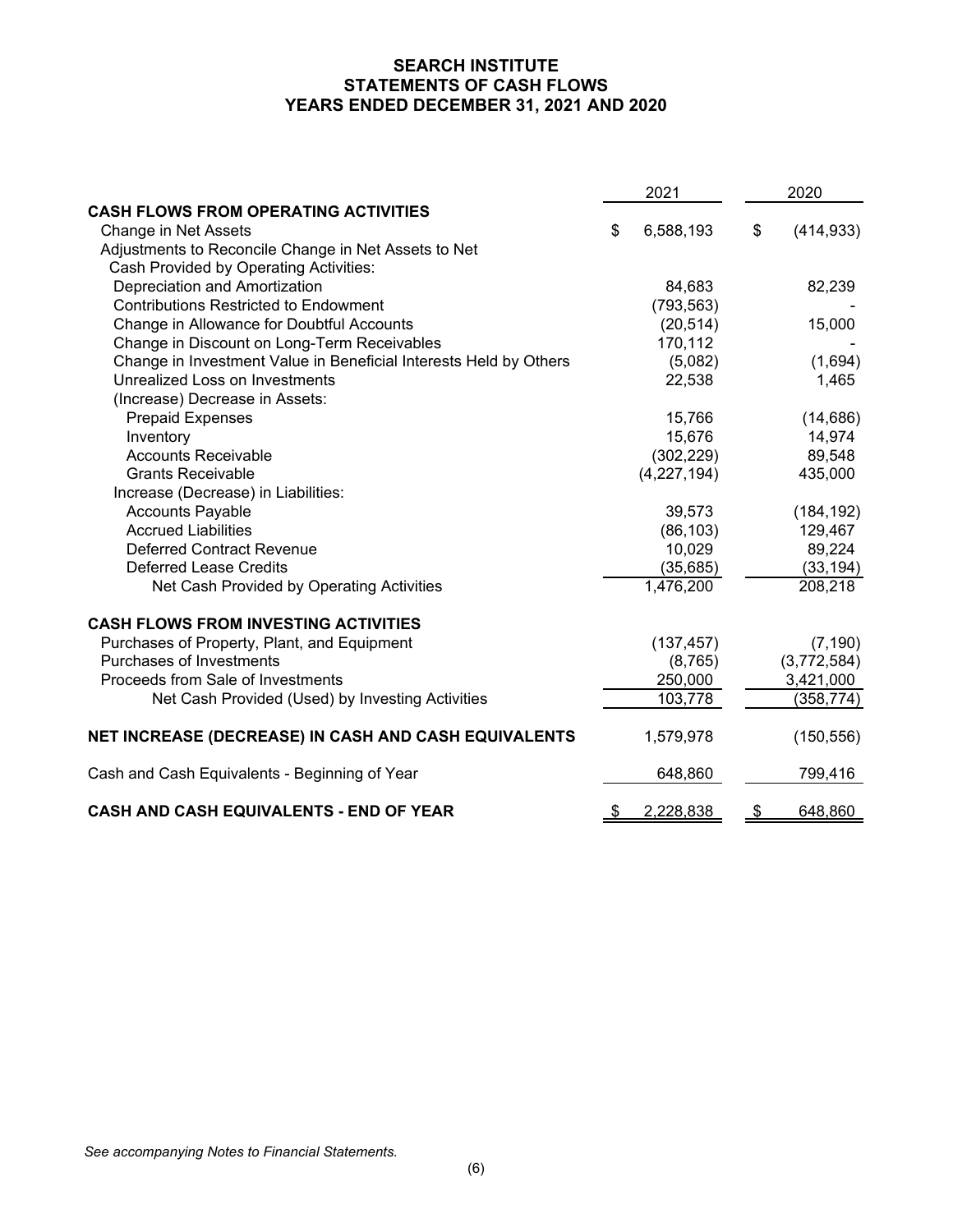# SEARCH INSTITUTE
## STATEMENTS OF CASH FLOWS
## YEARS ENDED DECEMBER 31, 2021 AND 2020

| | 2021 | 2020 |
|---|---|---|
| **CASH FLOWS FROM OPERATING ACTIVITIES** | | |
| Change in Net Assets | $ 6,588,193 | $ (414,933) |
| Adjustments to Reconcile Change in Net Assets to Net Cash Provided by Operating Activities: | | |
| Depreciation and Amortization | 84,683 | 82,239 |
| Contributions Restricted to Endowment | (793,563) | - |
| Change in Allowance for Doubtful Accounts | (20,514) | 15,000 |
| Change in Discount on Long-Term Receivables | 170,112 | - |
| Change in Investment Value in Beneficial Interests Held by Others | (5,082) | (1,694) |
| Unrealized Loss on Investments | 22,538 | 1,465 |
| (Increase) Decrease in Assets: | | |
| Prepaid Expenses | 15,766 | (14,686) |
| Inventory | 15,676 | 14,974 |
| Accounts Receivable | (302,229) | 89,548 |
| Grants Receivable | (4,227,194) | 435,000 |
| Increase (Decrease) in Liabilities: | | |
| Accounts Payable | 39,573 | (184,192) |
| Accrued Liabilities | (86,103) | 129,467 |
| Deferred Contract Revenue | 10,029 | 89,224 |
| Deferred Lease Credits | (35,685) | (33,194) |
| Net Cash Provided by Operating Activities | 1,476,200 | 208,218 |
| **CASH FLOWS FROM INVESTING ACTIVITIES** | | |
| Purchases of Property, Plant, and Equipment | (137,457) | (7,190) |
| Purchases of Investments | (8,765) | (3,772,584) |
| Proceeds from Sale of Investments | 250,000 | 3,421,000 |
| Net Cash Provided (Used) by Investing Activities | 103,778 | (358,774) |
| **NET INCREASE (DECREASE) IN CASH AND CASH EQUIVALENTS** | 1,579,978 | (150,556) |
| Cash and Cash Equivalents - Beginning of Year | 648,860 | 799,416 |
| **CASH AND CASH EQUIVALENTS - END OF YEAR** | $ 2,228,838 | $ 648,860 |

*See accompanying Notes to Financial Statements.*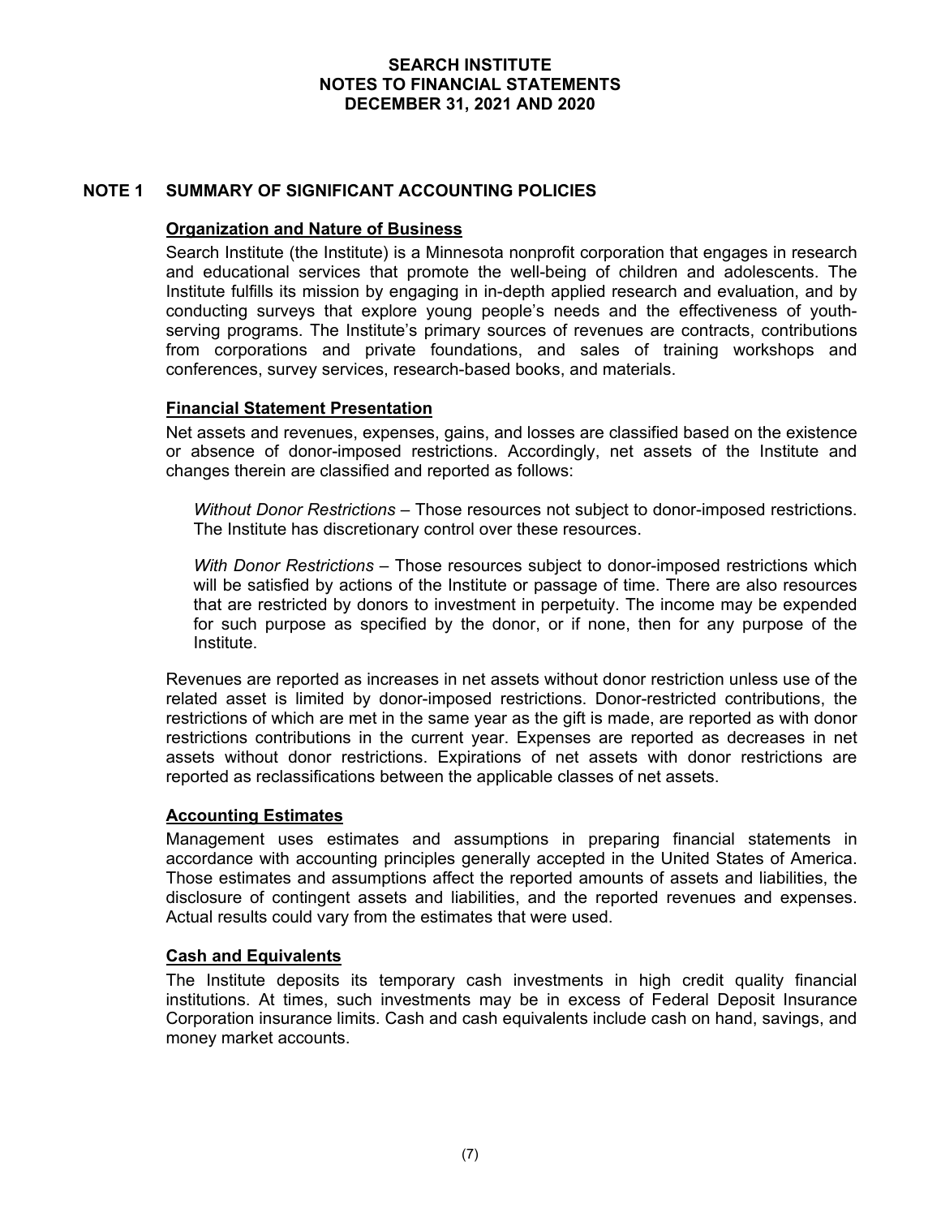# SEARCH INSTITUTE
## NOTES TO FINANCIAL STATEMENTS
## DECEMBER 31, 2021 AND 2020

## NOTE 1 SUMMARY OF SIGNIFICANT ACCOUNTING POLICIES

### Organization and Nature of Business

Search Institute (the Institute) is a Minnesota nonprofit corporation that engages in research and educational services that promote the well-being of children and adolescents. The Institute fulfills its mission by engaging in in-depth applied research and evaluation, and by conducting surveys that explore young people's needs and the effectiveness of youth-serving programs. The Institute's primary sources of revenues are contracts, contributions from corporations and private foundations, and sales of training workshops and conferences, survey services, research-based books, and materials.

### Financial Statement Presentation

Net assets and revenues, expenses, gains, and losses are classified based on the existence or absence of donor-imposed restrictions. Accordingly, net assets of the Institute and changes therein are classified and reported as follows:

*Without Donor Restrictions* – Those resources not subject to donor-imposed restrictions. The Institute has discretionary control over these resources.

*With Donor Restrictions* – Those resources subject to donor-imposed restrictions which will be satisfied by actions of the Institute or passage of time. There are also resources that are restricted by donors to investment in perpetuity. The income may be expended for such purpose as specified by the donor, or if none, then for any purpose of the Institute.

Revenues are reported as increases in net assets without donor restriction unless use of the related asset is limited by donor-imposed restrictions. Donor-restricted contributions, the restrictions of which are met in the same year as the gift is made, are reported as with donor restrictions contributions in the current year. Expenses are reported as decreases in net assets without donor restrictions. Expirations of net assets with donor restrictions are reported as reclassifications between the applicable classes of net assets.

### Accounting Estimates

Management uses estimates and assumptions in preparing financial statements in accordance with accounting principles generally accepted in the United States of America. Those estimates and assumptions affect the reported amounts of assets and liabilities, the disclosure of contingent assets and liabilities, and the reported revenues and expenses. Actual results could vary from the estimates that were used.

### Cash and Equivalents

The Institute deposits its temporary cash investments in high credit quality financial institutions. At times, such investments may be in excess of Federal Deposit Insurance Corporation insurance limits. Cash and cash equivalents include cash on hand, savings, and money market accounts.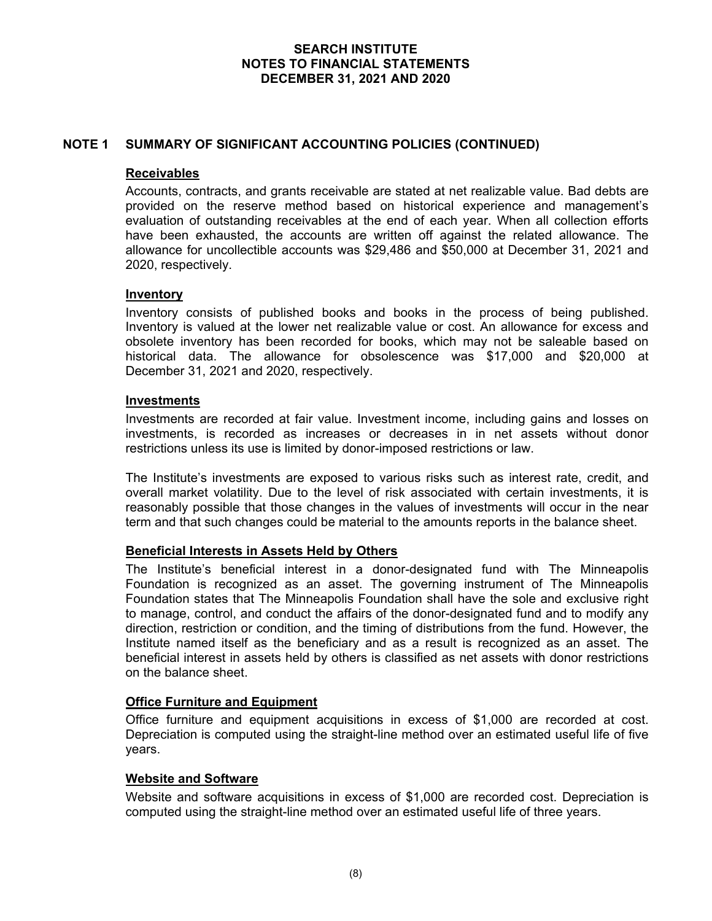# SEARCH INSTITUTE
# NOTES TO FINANCIAL STATEMENTS
# DECEMBER 31, 2021 AND 2020

## NOTE 1 SUMMARY OF SIGNIFICANT ACCOUNTING POLICIES (CONTINUED)

### Receivables

Accounts, contracts, and grants receivable are stated at net realizable value. Bad debts are provided on the reserve method based on historical experience and management's evaluation of outstanding receivables at the end of each year. When all collection efforts have been exhausted, the accounts are written off against the related allowance. The allowance for uncollectible accounts was $29,486 and $50,000 at December 31, 2021 and 2020, respectively.

### Inventory

Inventory consists of published books and books in the process of being published. Inventory is valued at the lower net realizable value or cost. An allowance for excess and obsolete inventory has been recorded for books, which may not be saleable based on historical data. The allowance for obsolescence was $17,000 and $20,000 at December 31, 2021 and 2020, respectively.

### Investments

Investments are recorded at fair value. Investment income, including gains and losses on investments, is recorded as increases or decreases in in net assets without donor restrictions unless its use is limited by donor-imposed restrictions or law.

The Institute's investments are exposed to various risks such as interest rate, credit, and overall market volatility. Due to the level of risk associated with certain investments, it is reasonably possible that those changes in the values of investments will occur in the near term and that such changes could be material to the amounts reports in the balance sheet.

### Beneficial Interests in Assets Held by Others

The Institute's beneficial interest in a donor-designated fund with The Minneapolis Foundation is recognized as an asset. The governing instrument of The Minneapolis Foundation states that The Minneapolis Foundation shall have the sole and exclusive right to manage, control, and conduct the affairs of the donor-designated fund and to modify any direction, restriction or condition, and the timing of distributions from the fund. However, the Institute named itself as the beneficiary and as a result is recognized as an asset. The beneficial interest in assets held by others is classified as net assets with donor restrictions on the balance sheet.

### Office Furniture and Equipment

Office furniture and equipment acquisitions in excess of $1,000 are recorded at cost. Depreciation is computed using the straight-line method over an estimated useful life of five years.

### Website and Software

Website and software acquisitions in excess of $1,000 are recorded cost. Depreciation is computed using the straight-line method over an estimated useful life of three years.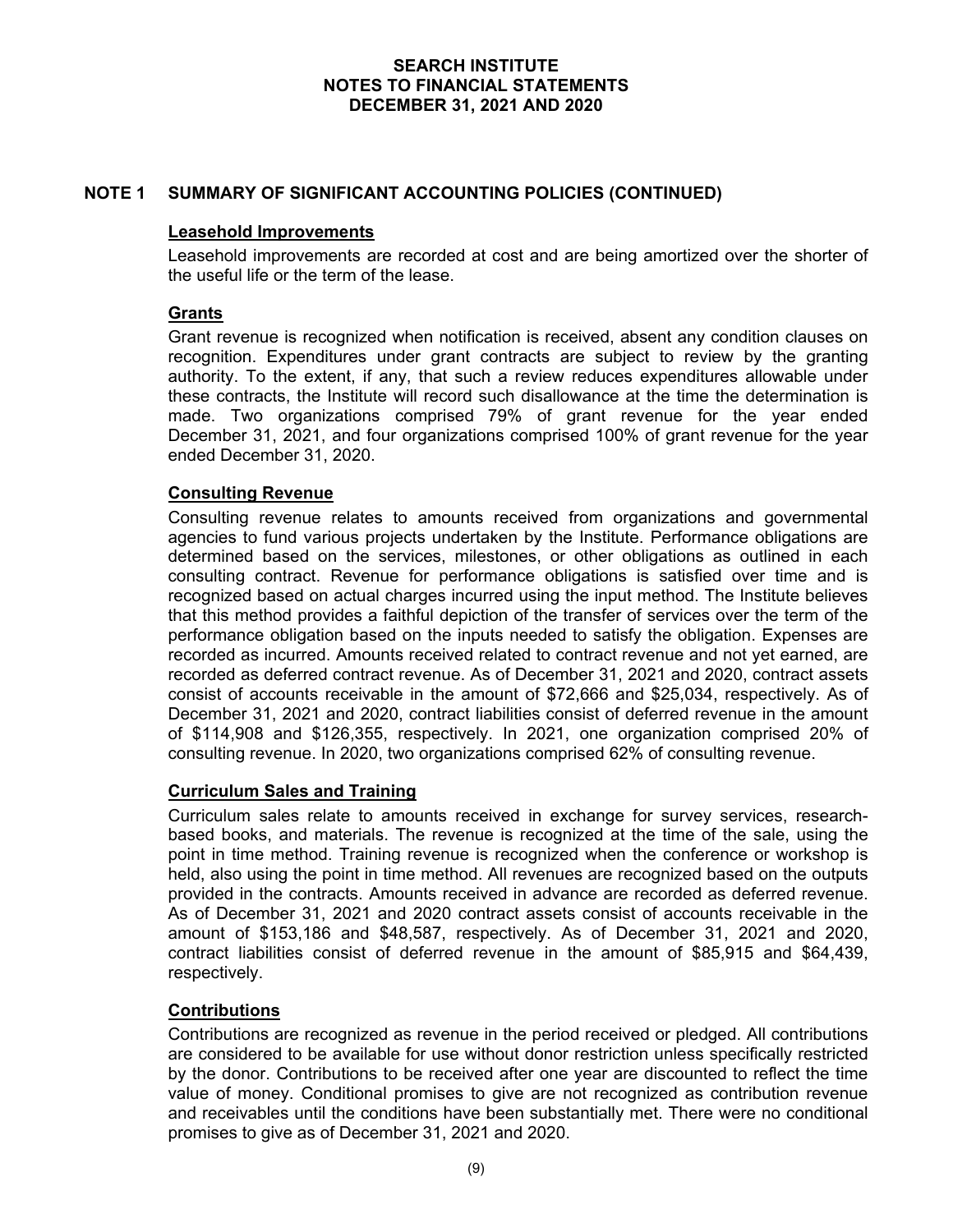# SEARCH INSTITUTE
# NOTES TO FINANCIAL STATEMENTS
# DECEMBER 31, 2021 AND 2020

## NOTE 1 SUMMARY OF SIGNIFICANT ACCOUNTING POLICIES (CONTINUED)

### Leasehold Improvements

Leasehold improvements are recorded at cost and are being amortized over the shorter of the useful life or the term of the lease.

### Grants

Grant revenue is recognized when notification is received, absent any condition clauses on recognition. Expenditures under grant contracts are subject to review by the granting authority. To the extent, if any, that such a review reduces expenditures allowable under these contracts, the Institute will record such disallowance at the time the determination is made. Two organizations comprised 79% of grant revenue for the year ended December 31, 2021, and four organizations comprised 100% of grant revenue for the year ended December 31, 2020.

### Consulting Revenue

Consulting revenue relates to amounts received from organizations and governmental agencies to fund various projects undertaken by the Institute. Performance obligations are determined based on the services, milestones, or other obligations as outlined in each consulting contract. Revenue for performance obligations is satisfied over time and is recognized based on actual charges incurred using the input method. The Institute believes that this method provides a faithful depiction of the transfer of services over the term of the performance obligation based on the inputs needed to satisfy the obligation. Expenses are recorded as incurred. Amounts received related to contract revenue and not yet earned, are recorded as deferred contract revenue. As of December 31, 2021 and 2020, contract assets consist of accounts receivable in the amount of $72,666 and $25,034, respectively. As of December 31, 2021 and 2020, contract liabilities consist of deferred revenue in the amount of $114,908 and $126,355, respectively. In 2021, one organization comprised 20% of consulting revenue. In 2020, two organizations comprised 62% of consulting revenue.

### Curriculum Sales and Training

Curriculum sales relate to amounts received in exchange for survey services, research-based books, and materials. The revenue is recognized at the time of the sale, using the point in time method. Training revenue is recognized when the conference or workshop is held, also using the point in time method. All revenues are recognized based on the outputs provided in the contracts. Amounts received in advance are recorded as deferred revenue. As of December 31, 2021 and 2020 contract assets consist of accounts receivable in the amount of $153,186 and $48,587, respectively. As of December 31, 2021 and 2020, contract liabilities consist of deferred revenue in the amount of $85,915 and $64,439, respectively.

### Contributions

Contributions are recognized as revenue in the period received or pledged. All contributions are considered to be available for use without donor restriction unless specifically restricted by the donor. Contributions to be received after one year are discounted to reflect the time value of money. Conditional promises to give are not recognized as contribution revenue and receivables until the conditions have been substantially met. There were no conditional promises to give as of December 31, 2021 and 2020.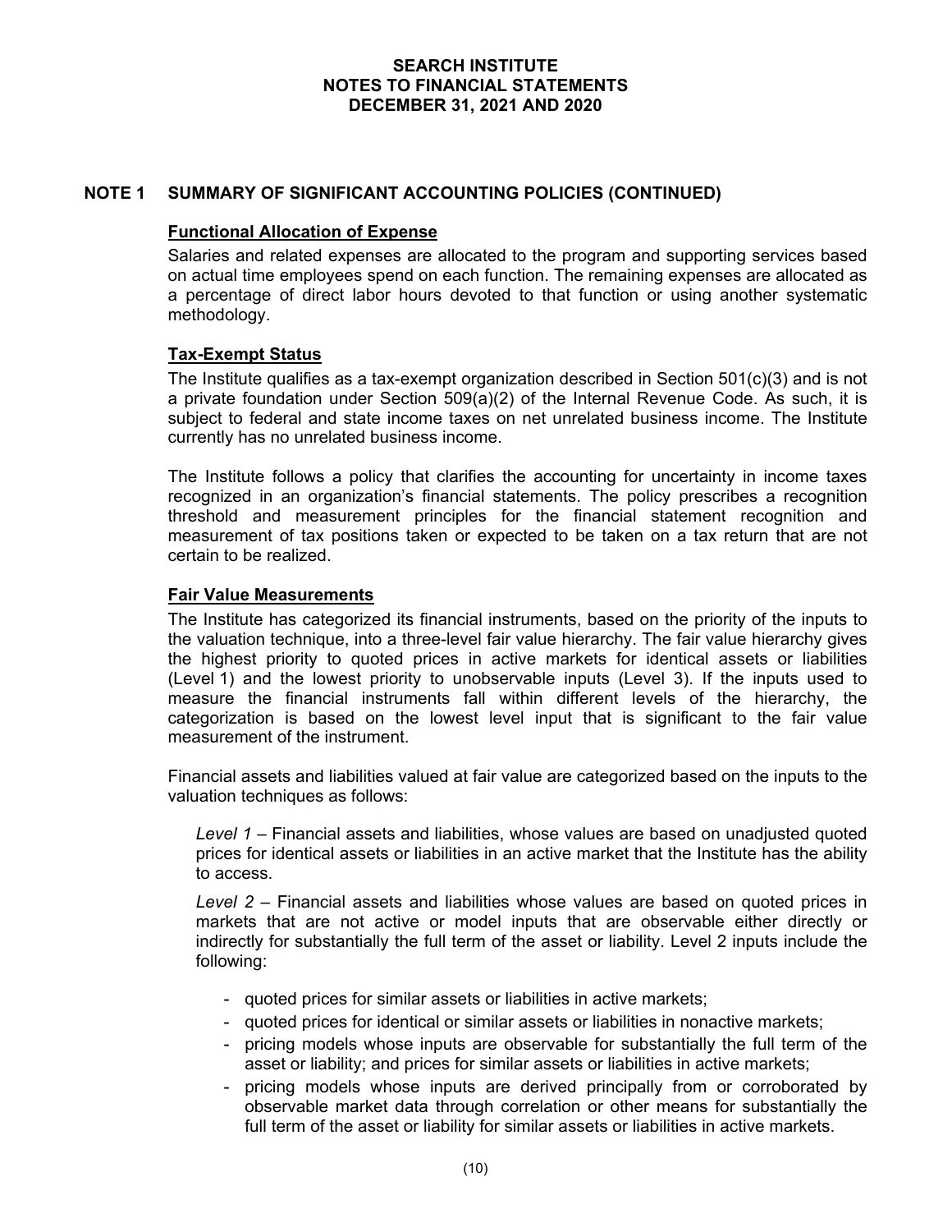# SEARCH INSTITUTE
# NOTES TO FINANCIAL STATEMENTS
# DECEMBER 31, 2021 AND 2020

## NOTE 1 SUMMARY OF SIGNIFICANT ACCOUNTING POLICIES (CONTINUED)

### Functional Allocation of Expense

Salaries and related expenses are allocated to the program and supporting services based on actual time employees spend on each function. The remaining expenses are allocated as a percentage of direct labor hours devoted to that function or using another systematic methodology.

### Tax-Exempt Status

The Institute qualifies as a tax-exempt organization described in Section 501(c)(3) and is not a private foundation under Section 509(a)(2) of the Internal Revenue Code. As such, it is subject to federal and state income taxes on net unrelated business income. The Institute currently has no unrelated business income.

The Institute follows a policy that clarifies the accounting for uncertainty in income taxes recognized in an organization's financial statements. The policy prescribes a recognition threshold and measurement principles for the financial statement recognition and measurement of tax positions taken or expected to be taken on a tax return that are not certain to be realized.

### Fair Value Measurements

The Institute has categorized its financial instruments, based on the priority of the inputs to the valuation technique, into a three-level fair value hierarchy. The fair value hierarchy gives the highest priority to quoted prices in active markets for identical assets or liabilities (Level 1) and the lowest priority to unobservable inputs (Level 3). If the inputs used to measure the financial instruments fall within different levels of the hierarchy, the categorization is based on the lowest level input that is significant to the fair value measurement of the instrument.

Financial assets and liabilities valued at fair value are categorized based on the inputs to the valuation techniques as follows:

*Level 1* – Financial assets and liabilities, whose values are based on unadjusted quoted prices for identical assets or liabilities in an active market that the Institute has the ability to access.

*Level 2* – Financial assets and liabilities whose values are based on quoted prices in markets that are not active or model inputs that are observable either directly or indirectly for substantially the full term of the asset or liability. Level 2 inputs include the following:

- quoted prices for similar assets or liabilities in active markets;
- quoted prices for identical or similar assets or liabilities in nonactive markets;
- pricing models whose inputs are observable for substantially the full term of the asset or liability; and prices for similar assets or liabilities in active markets;
- pricing models whose inputs are derived principally from or corroborated by observable market data through correlation or other means for substantially the full term of the asset or liability for similar assets or liabilities in active markets.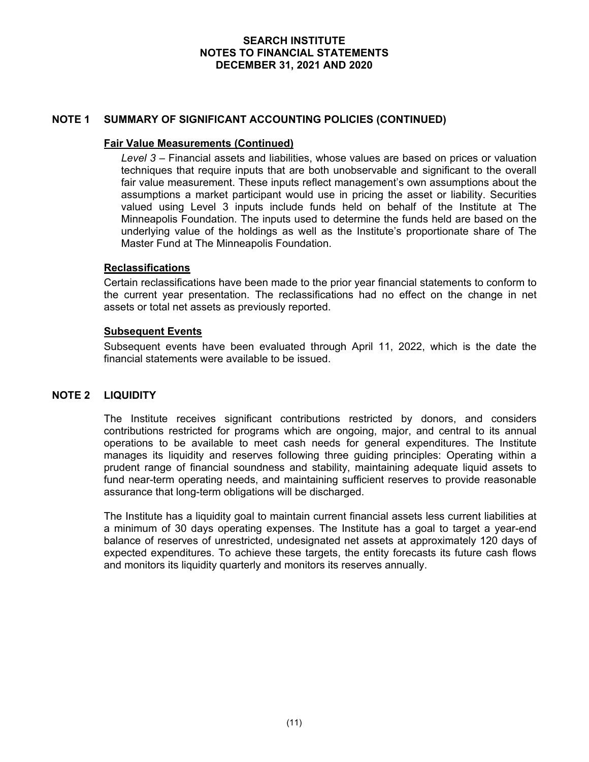## NOTE 1 SUMMARY OF SIGNIFICANT ACCOUNTING POLICIES (CONTINUED)

### Fair Value Measurements (Continued)

*Level 3* – Financial assets and liabilities, whose values are based on prices or valuation techniques that require inputs that are both unobservable and significant to the overall fair value measurement. These inputs reflect management's own assumptions about the assumptions a market participant would use in pricing the asset or liability. Securities valued using Level 3 inputs include funds held on behalf of the Institute at The Minneapolis Foundation. The inputs used to determine the funds held are based on the underlying value of the holdings as well as the Institute's proportionate share of The Master Fund at The Minneapolis Foundation.

### Reclassifications

Certain reclassifications have been made to the prior year financial statements to conform to the current year presentation. The reclassifications had no effect on the change in net assets or total net assets as previously reported.

### Subsequent Events

Subsequent events have been evaluated through April 11, 2022, which is the date the financial statements were available to be issued.

## NOTE 2 LIQUIDITY

The Institute receives significant contributions restricted by donors, and considers contributions restricted for programs which are ongoing, major, and central to its annual operations to be available to meet cash needs for general expenditures. The Institute manages its liquidity and reserves following three guiding principles: Operating within a prudent range of financial soundness and stability, maintaining adequate liquid assets to fund near-term operating needs, and maintaining sufficient reserves to provide reasonable assurance that long-term obligations will be discharged.

The Institute has a liquidity goal to maintain current financial assets less current liabilities at a minimum of 30 days operating expenses. The Institute has a goal to target a year-end balance of reserves of unrestricted, undesignated net assets at approximately 120 days of expected expenditures. To achieve these targets, the entity forecasts its future cash flows and monitors its liquidity quarterly and monitors its reserves annually.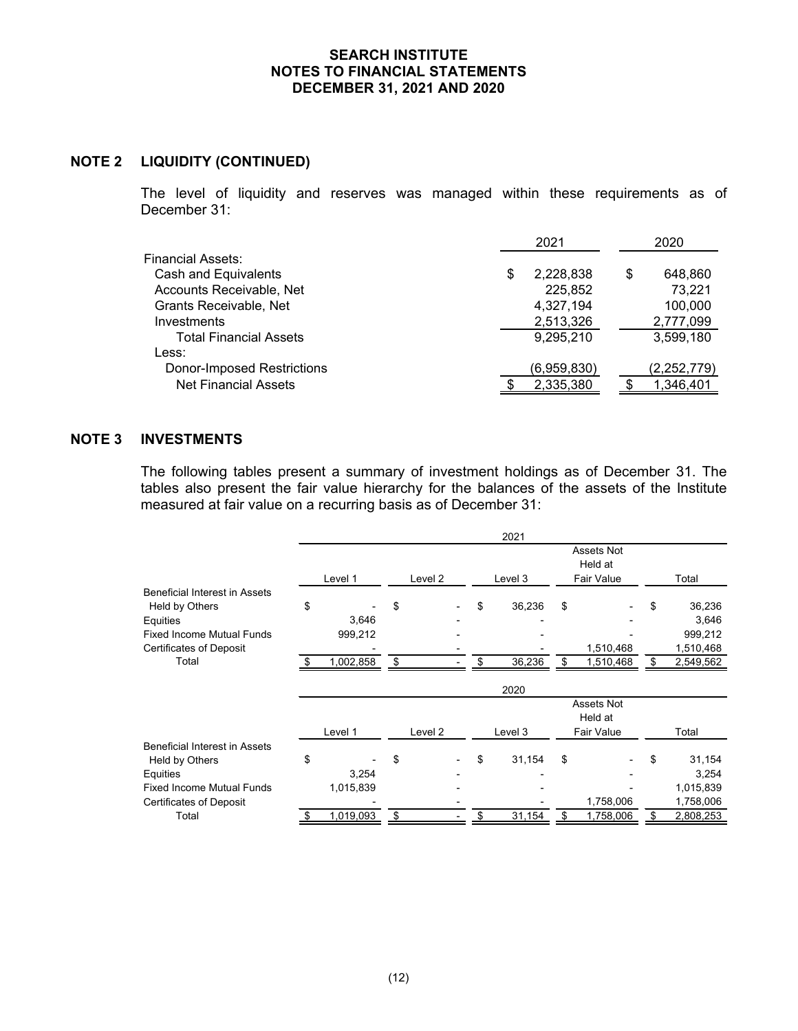## NOTE 2 LIQUIDITY (CONTINUED)

The level of liquidity and reserves was managed within these requirements as of December 31:

| | 2021 | 2020 |
|---|---|---|
| Financial Assets: | | |
| Cash and Equivalents | $ 2,228,838 | $ 648,860 |
| Accounts Receivable, Net | 225,852 | 73,221 |
| Grants Receivable, Net | 4,327,194 | 100,000 |
| Investments | 2,513,326 | 2,777,099 |
| Total Financial Assets | 9,295,210 | 3,599,180 |
| Less: | | |
| Donor-Imposed Restrictions | (6,959,830) | (2,252,779) |
| Net Financial Assets | $ 2,335,380 | $ 1,346,401 |

## NOTE 3 INVESTMENTS

The following tables present a summary of investment holdings as of December 31. The tables also present the fair value hierarchy for the balances of the assets of the Institute measured at fair value on a recurring basis as of December 31:

| 2021 | Level 1 | Level 2 | Level 3 | Assets Not Held at Fair Value | Total |
|---|---|---|---|---|---|
| Beneficial Interest in Assets Held by Others | $ - | $ - | $ 36,236 | $ - | $ 36,236 |
| Equities | 3,646 | - | - | - | 3,646 |
| Fixed Income Mutual Funds | 999,212 | - | - | - | 999,212 |
| Certificates of Deposit | - | - | - | 1,510,468 | 1,510,468 |
| Total | $ 1,002,858 | $ - | $ 36,236 | $ 1,510,468 | $ 2,549,562 |

| 2020 | Level 1 | Level 2 | Level 3 | Assets Not Held at Fair Value | Total |
|---|---|---|---|---|---|
| Beneficial Interest in Assets Held by Others | $ - | $ - | $ 31,154 | $ - | $ 31,154 |
| Equities | 3,254 | - | - | - | 3,254 |
| Fixed Income Mutual Funds | 1,015,839 | - | - | - | 1,015,839 |
| Certificates of Deposit | - | - | - | 1,758,006 | 1,758,006 |
| Total | $ 1,019,093 | $ - | $ 31,154 | $ 1,758,006 | $ 2,808,253 |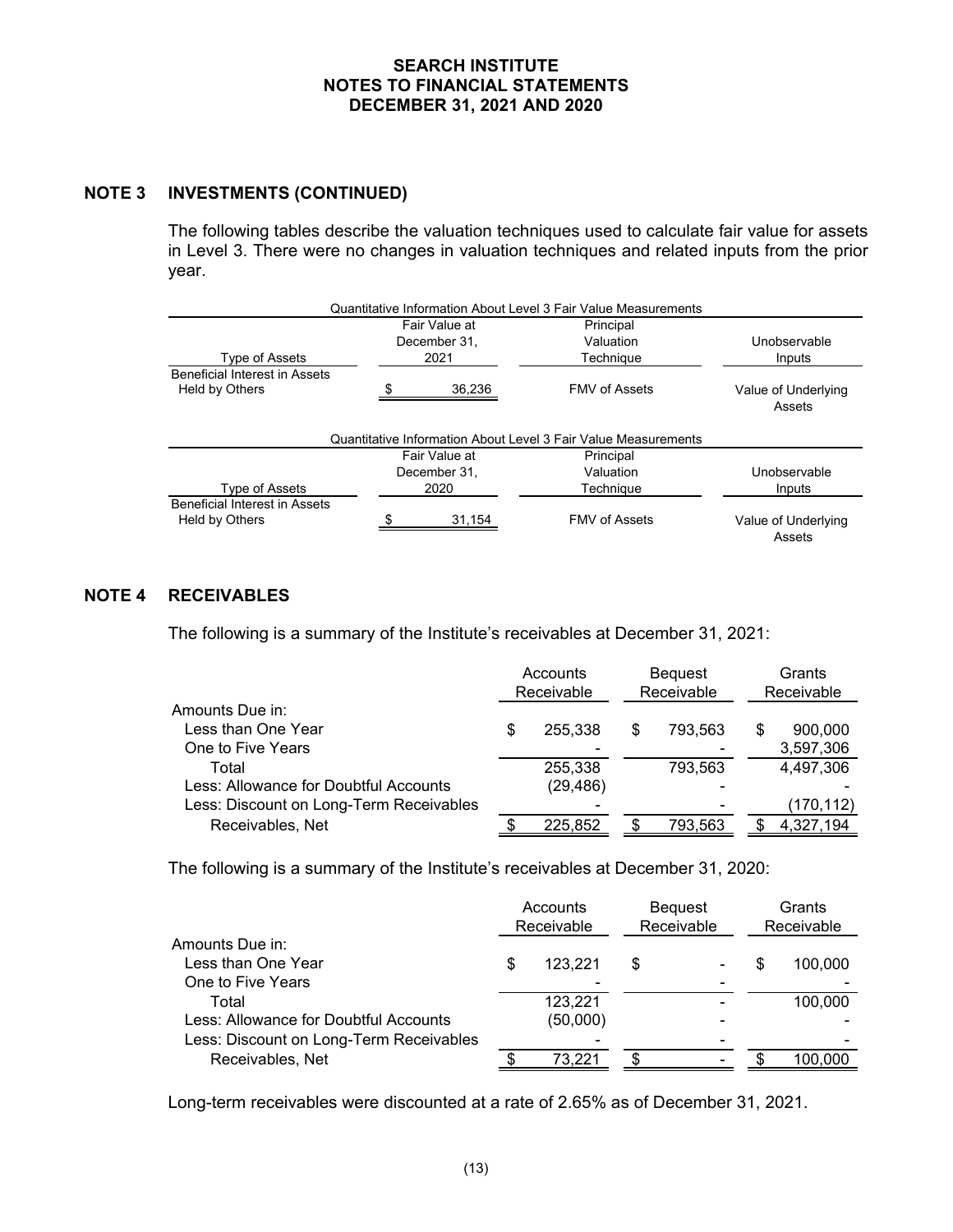### NOTE 3 INVESTMENTS (CONTINUED)

The following tables describe the valuation techniques used to calculate fair value for assets in Level 3. There were no changes in valuation techniques and related inputs from the prior year.

Quantitative Information About Level 3 Fair Value Measurements

| Type of Assets | Fair Value at December 31, 2021 | Principal Valuation Technique | Unobservable Inputs |
|---|---|---|---|
| Beneficial Interest in Assets Held by Others | $ 36,236 | FMV of Assets | Value of Underlying Assets |

Quantitative Information About Level 3 Fair Value Measurements

| Type of Assets | Fair Value at December 31, 2020 | Principal Valuation Technique | Unobservable Inputs |
|---|---|---|---|
| Beneficial Interest in Assets Held by Others | $ 31,154 | FMV of Assets | Value of Underlying Assets |

### NOTE 4 RECEIVABLES

The following is a summary of the Institute's receivables at December 31, 2021:

| | Accounts Receivable | Bequest Receivable | Grants Receivable |
|---|---|---|---|
| Amounts Due in: | | | |
| Less than One Year | $ 255,338 | $ 793,563 | $ 900,000 |
| One to Five Years | - | - | 3,597,306 |
| Total | 255,338 | 793,563 | 4,497,306 |
| Less: Allowance for Doubtful Accounts | (29,486) | - | - |
| Less: Discount on Long-Term Receivables | - | - | (170,112) |
| Receivables, Net | $ 225,852 | $ 793,563 | $ 4,327,194 |

The following is a summary of the Institute's receivables at December 31, 2020:

| | Accounts Receivable | Bequest Receivable | Grants Receivable |
|---|---|---|---|
| Amounts Due in: | | | |
| Less than One Year | $ 123,221 | $ - | $ 100,000 |
| One to Five Years | - | - | - |
| Total | 123,221 | - | 100,000 |
| Less: Allowance for Doubtful Accounts | (50,000) | - | - |
| Less: Discount on Long-Term Receivables | - | - | - |
| Receivables, Net | $ 73,221 | $ - | $ 100,000 |

Long-term receivables were discounted at a rate of 2.65% as of December 31, 2021.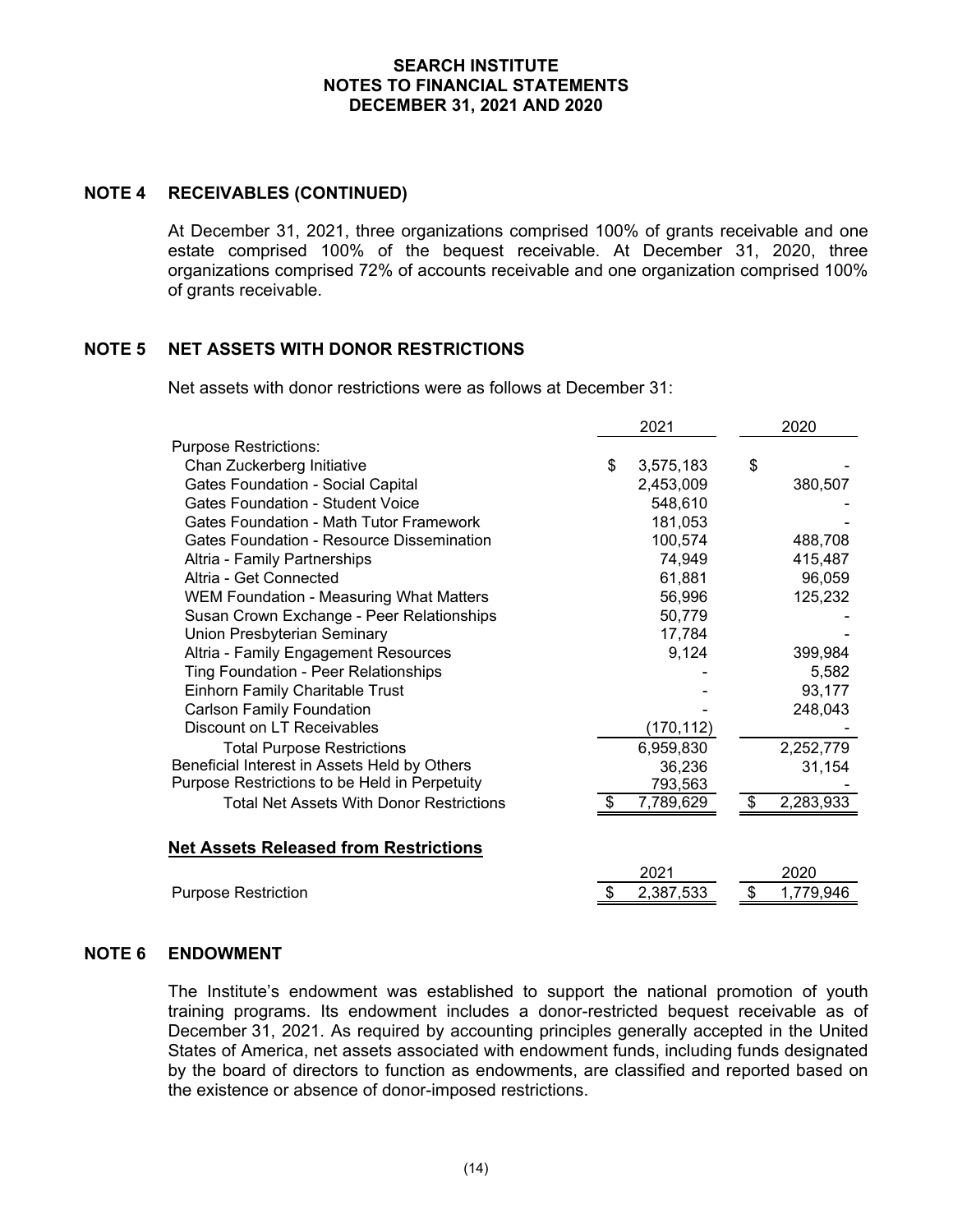**SEARCH INSTITUTE**
**NOTES TO FINANCIAL STATEMENTS**
**DECEMBER 31, 2021 AND 2020**

## NOTE 4 RECEIVABLES (CONTINUED)

At December 31, 2021, three organizations comprised 100% of grants receivable and one estate comprised 100% of the bequest receivable. At December 31, 2020, three organizations comprised 72% of accounts receivable and one organization comprised 100% of grants receivable.

## NOTE 5 NET ASSETS WITH DONOR RESTRICTIONS

Net assets with donor restrictions were as follows at December 31:

| | 2021 | 2020 |
|---|---|---|
| Purpose Restrictions: | | |
| Chan Zuckerberg Initiative | $ 3,575,183 | $ - |
| Gates Foundation - Social Capital | 2,453,009 | 380,507 |
| Gates Foundation - Student Voice | 548,610 | - |
| Gates Foundation - Math Tutor Framework | 181,053 | - |
| Gates Foundation - Resource Dissemination | 100,574 | 488,708 |
| Altria - Family Partnerships | 74,949 | 415,487 |
| Altria - Get Connected | 61,881 | 96,059 |
| WEM Foundation - Measuring What Matters | 56,996 | 125,232 |
| Susan Crown Exchange - Peer Relationships | 50,779 | - |
| Union Presbyterian Seminary | 17,784 | - |
| Altria - Family Engagement Resources | 9,124 | 399,984 |
| Ting Foundation - Peer Relationships | - | 5,582 |
| Einhorn Family Charitable Trust | - | 93,177 |
| Carlson Family Foundation | - | 248,043 |
| Discount on LT Receivables | (170,112) | - |
| Total Purpose Restrictions | 6,959,830 | 2,252,779 |
| Beneficial Interest in Assets Held by Others | 36,236 | 31,154 |
| Purpose Restrictions to be Held in Perpetuity | 793,563 | - |
| Total Net Assets With Donor Restrictions | $ 7,789,629 | $ 2,283,933 |

**Net Assets Released from Restrictions**

| | 2021 | 2020 |
|---|---|---|
| Purpose Restriction | $ 2,387,533 | $ 1,779,946 |

## NOTE 6 ENDOWMENT

The Institute's endowment was established to support the national promotion of youth training programs. Its endowment includes a donor-restricted bequest receivable as of December 31, 2021. As required by accounting principles generally accepted in the United States of America, net assets associated with endowment funds, including funds designated by the board of directors to function as endowments, are classified and reported based on the existence or absence of donor-imposed restrictions.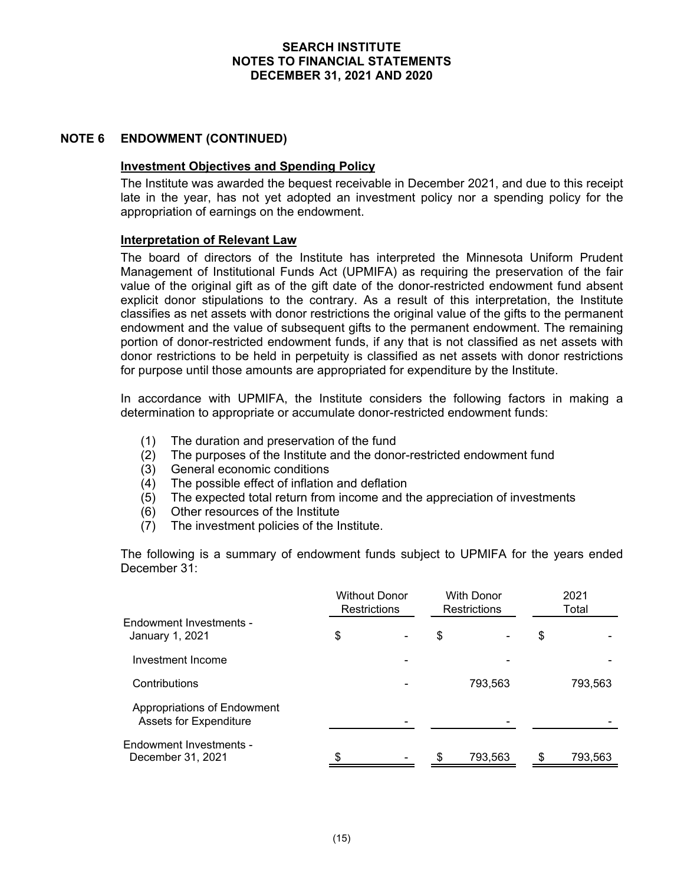## NOTE 6 ENDOWMENT (CONTINUED)

### Investment Objectives and Spending Policy

The Institute was awarded the bequest receivable in December 2021, and due to this receipt late in the year, has not yet adopted an investment policy nor a spending policy for the appropriation of earnings on the endowment.

### Interpretation of Relevant Law

The board of directors of the Institute has interpreted the Minnesota Uniform Prudent Management of Institutional Funds Act (UPMIFA) as requiring the preservation of the fair value of the original gift as of the gift date of the donor-restricted endowment fund absent explicit donor stipulations to the contrary. As a result of this interpretation, the Institute classifies as net assets with donor restrictions the original value of the gifts to the permanent endowment and the value of subsequent gifts to the permanent endowment. The remaining portion of donor-restricted endowment funds, if any that is not classified as net assets with donor restrictions to be held in perpetuity is classified as net assets with donor restrictions for purpose until those amounts are appropriated for expenditure by the Institute.

In accordance with UPMIFA, the Institute considers the following factors in making a determination to appropriate or accumulate donor-restricted endowment funds:

(1) The duration and preservation of the fund
(2) The purposes of the Institute and the donor-restricted endowment fund
(3) General economic conditions
(4) The possible effect of inflation and deflation
(5) The expected total return from income and the appreciation of investments
(6) Other resources of the Institute
(7) The investment policies of the Institute.

The following is a summary of endowment funds subject to UPMIFA for the years ended December 31:

| | Without Donor Restrictions | With Donor Restrictions | 2021 Total |
|---|---|---|---|
| Endowment Investments - January 1, 2021 | $ - | $ - | $ - |
| Investment Income | - | - | - |
| Contributions | - | 793,563 | 793,563 |
| Appropriations of Endowment Assets for Expenditure | - | - | - |
| Endowment Investments - December 31, 2021 | $ - | $ 793,563 | $ 793,563 |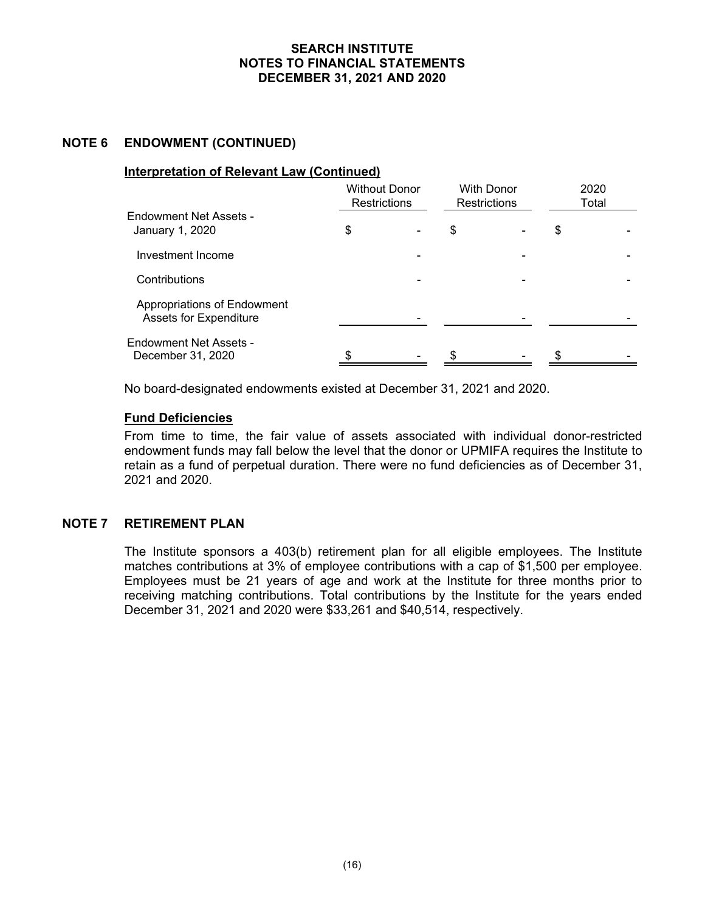## NOTE 6 ENDOWMENT (CONTINUED)

**Interpretation of Relevant Law (Continued)**

| | Without Donor Restrictions | With Donor Restrictions | 2020 Total |
|---|---|---|---|
| Endowment Net Assets - January 1, 2020 | $ - | $ - | $ - |
| Investment Income | - | - | - |
| Contributions | - | - | - |
| Appropriations of Endowment Assets for Expenditure | - | - | - |
| Endowment Net Assets - December 31, 2020 | $ - | $ - | $ - |

No board-designated endowments existed at December 31, 2021 and 2020.

**Fund Deficiencies**

From time to time, the fair value of assets associated with individual donor-restricted endowment funds may fall below the level that the donor or UPMIFA requires the Institute to retain as a fund of perpetual duration. There were no fund deficiencies as of December 31, 2021 and 2020.

## NOTE 7 RETIREMENT PLAN

The Institute sponsors a 403(b) retirement plan for all eligible employees. The Institute matches contributions at 3% of employee contributions with a cap of $1,500 per employee. Employees must be 21 years of age and work at the Institute for three months prior to receiving matching contributions. Total contributions by the Institute for the years ended December 31, 2021 and 2020 were $33,261 and $40,514, respectively.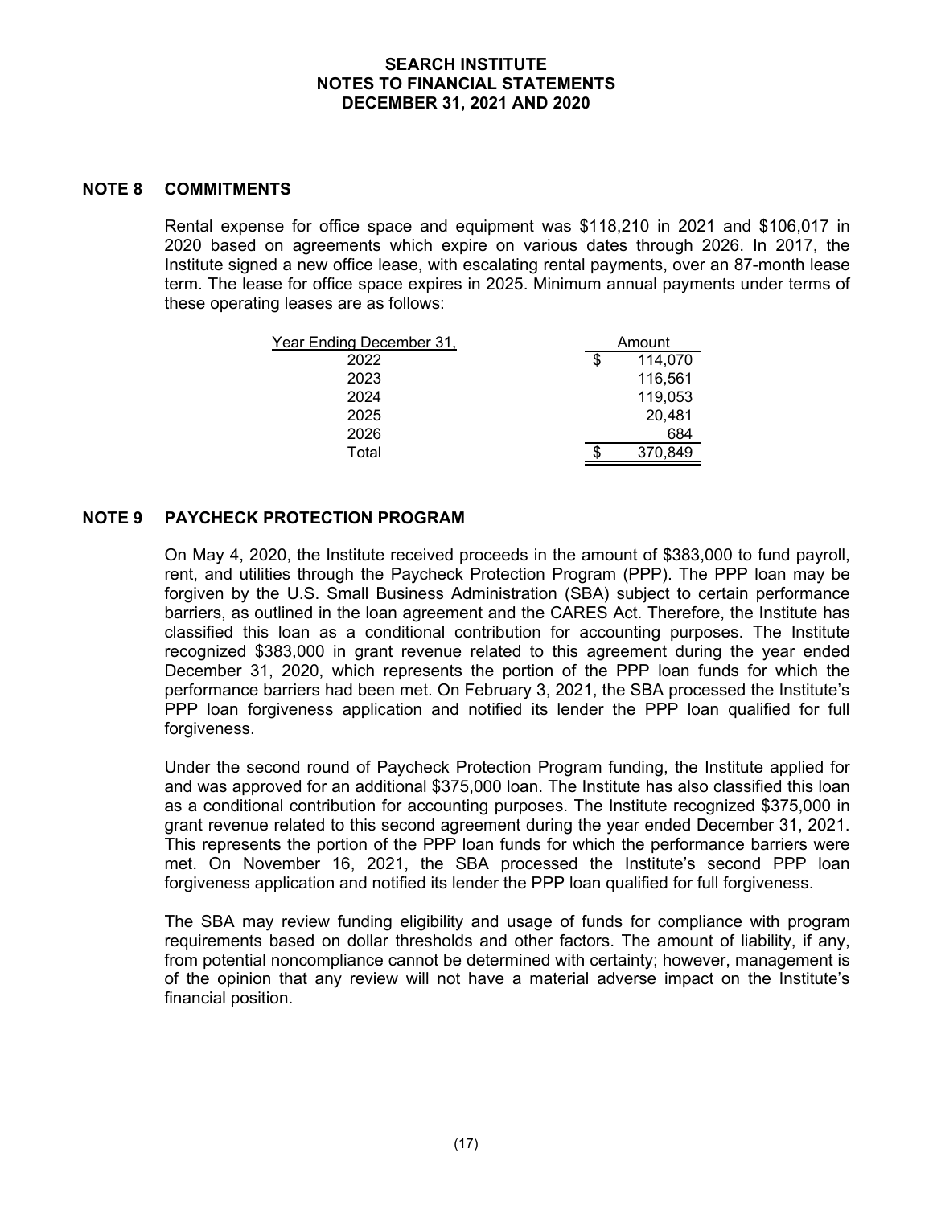## NOTE 8 COMMITMENTS

Rental expense for office space and equipment was $118,210 in 2021 and $106,017 in 2020 based on agreements which expire on various dates through 2026. In 2017, the Institute signed a new office lease, with escalating rental payments, over an 87-month lease term. The lease for office space expires in 2025. Minimum annual payments under terms of these operating leases are as follows:

| Year Ending December 31, | Amount |
|---|---|
| 2022 | $ 114,070 |
| 2023 | 116,561 |
| 2024 | 119,053 |
| 2025 | 20,481 |
| 2026 | 684 |
| Total | $ 370,849 |

## NOTE 9 PAYCHECK PROTECTION PROGRAM

On May 4, 2020, the Institute received proceeds in the amount of $383,000 to fund payroll, rent, and utilities through the Paycheck Protection Program (PPP). The PPP loan may be forgiven by the U.S. Small Business Administration (SBA) subject to certain performance barriers, as outlined in the loan agreement and the CARES Act. Therefore, the Institute has classified this loan as a conditional contribution for accounting purposes. The Institute recognized $383,000 in grant revenue related to this agreement during the year ended December 31, 2020, which represents the portion of the PPP loan funds for which the performance barriers had been met. On February 3, 2021, the SBA processed the Institute's PPP loan forgiveness application and notified its lender the PPP loan qualified for full forgiveness.

Under the second round of Paycheck Protection Program funding, the Institute applied for and was approved for an additional $375,000 loan. The Institute has also classified this loan as a conditional contribution for accounting purposes. The Institute recognized $375,000 in grant revenue related to this second agreement during the year ended December 31, 2021. This represents the portion of the PPP loan funds for which the performance barriers were met. On November 16, 2021, the SBA processed the Institute's second PPP loan forgiveness application and notified its lender the PPP loan qualified for full forgiveness.

The SBA may review funding eligibility and usage of funds for compliance with program requirements based on dollar thresholds and other factors. The amount of liability, if any, from potential noncompliance cannot be determined with certainty; however, management is of the opinion that any review will not have a material adverse impact on the Institute's financial position.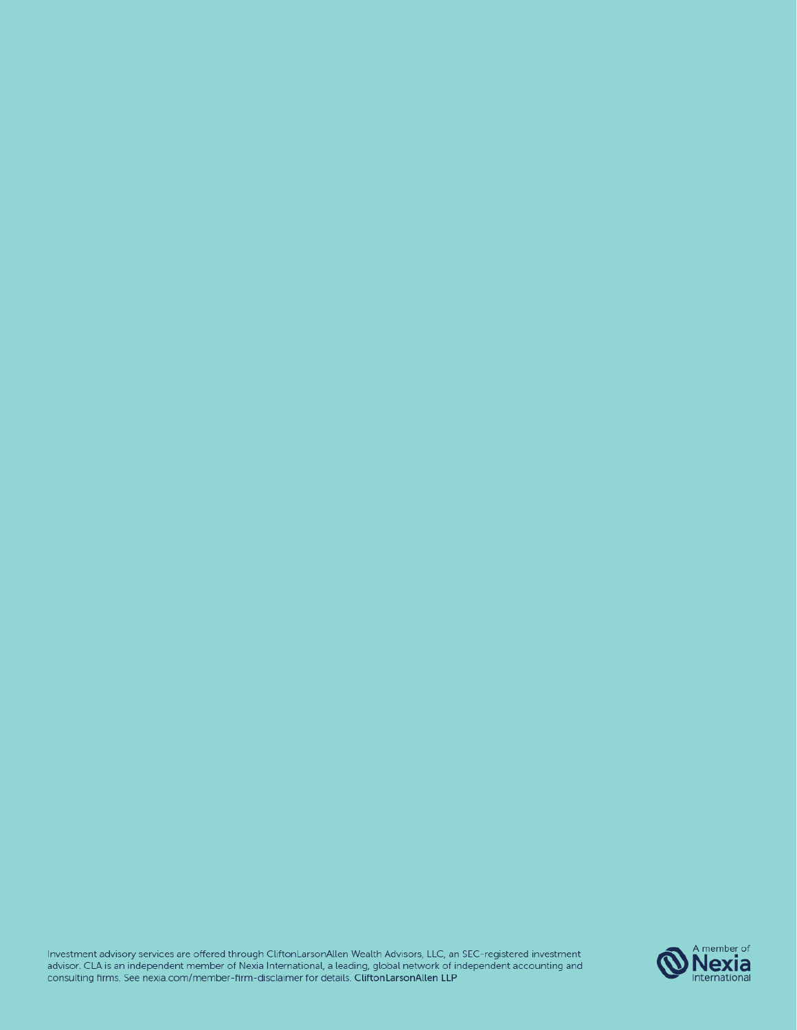Investment advisory services are offered through CliftonLarsonAllen Wealth Advisors, LLC, an SEC-registered investment advisor. CLA is an independent member of Nexia International, a leading, global network of independent accounting and consulting firms. See nexia.com/member-firm-disclaimer for details. **CliftonLarsonAllen LLP**

A member of Nexia International